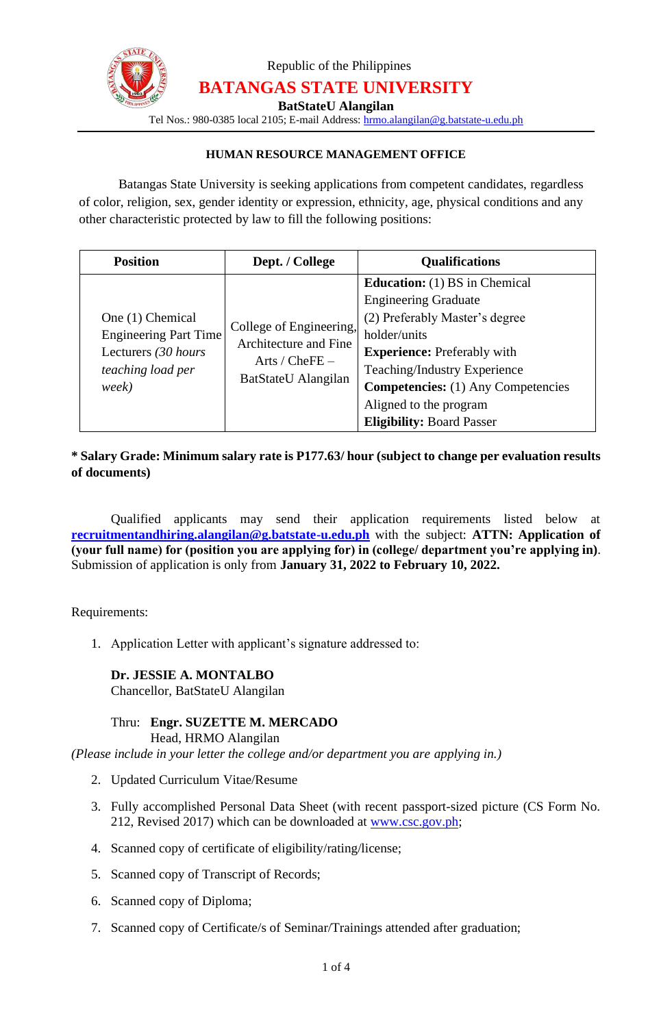Republic of the Philippines

# BATANGAS STATE UNIVERSITY

**BatStateU Alangilan**

Tel Nos.: 980-0385 local 2105; E-mail Address: hrmo.alangilan@g.batstate-u.edu.ph

## HUMAN RESOURCE MANAGEMENT OFFICE

Batangas State University is seeking applications from competent candidates, regardless of color, religion, sex, gender identity or expression, ethnicity, age, physical conditions and any other characteristic protected by law to fill the following positions:

| Position | Dept. / College | Qualifications |
|---|---|---|
| One (1) Chemical Engineering Part Time Lecturers *(30 hours teaching load per week)* | College of Engineering, Architecture and Fine Arts / CheFE – BatStateU Alangilan | **Education:** (1) BS in Chemical Engineering Graduate<br>(2) Preferably Master's degree holder/units<br>**Experience:** Preferably with Teaching/Industry Experience<br>**Competencies:** (1) Any Competencies Aligned to the program<br>**Eligibility:** Board Passer |

**\* Salary Grade: Minimum salary rate is P177.63/ hour (subject to change per evaluation results of documents)**

Qualified applicants may send their application requirements listed below at **recruitmentandhiring.alangilan@g.batstate-u.edu.ph** with the subject: **ATTN: Application of (your full name) for (position you are applying for) in (college/ department you're applying in)**. Submission of application is only from **January 31, 2022 to February 10, 2022.**

Requirements:

1. Application Letter with applicant's signature addressed to:

   **Dr. JESSIE A. MONTALBO**
   Chancellor, BatStateU Alangilan

   Thru: **Engr. SUZETTE M. MERCADO**
   Head, HRMO Alangilan

*(Please include in your letter the college and/or department you are applying in.)*

2. Updated Curriculum Vitae/Resume
3. Fully accomplished Personal Data Sheet (with recent passport-sized picture (CS Form No. 212, Revised 2017) which can be downloaded at www.csc.gov.ph;
4. Scanned copy of certificate of eligibility/rating/license;
5. Scanned copy of Transcript of Records;
6. Scanned copy of Diploma;
7. Scanned copy of Certificate/s of Seminar/Trainings attended after graduation;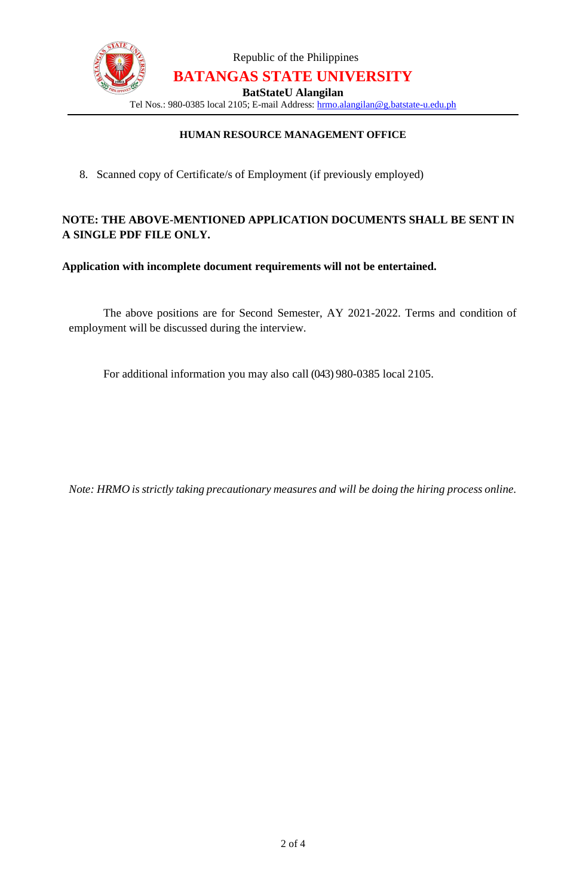Republic of the Philippines

# BATANGAS STATE UNIVERSITY

**BatStateU Alangilan**

Tel Nos.: 980-0385 local 2105; E-mail Address: hrmo.alangilan@g.batstate-u.edu.ph

**HUMAN RESOURCE MANAGEMENT OFFICE**

8. Scanned copy of Certificate/s of Employment (if previously employed)

**NOTE: THE ABOVE-MENTIONED APPLICATION DOCUMENTS SHALL BE SENT IN A SINGLE PDF FILE ONLY.**

**Application with incomplete document requirements will not be entertained.**

The above positions are for Second Semester, AY 2021-2022. Terms and condition of employment will be discussed during the interview.

For additional information you may also call (043) 980-0385 local 2105.

*Note: HRMO is strictly taking precautionary measures and will be doing the hiring process online.*